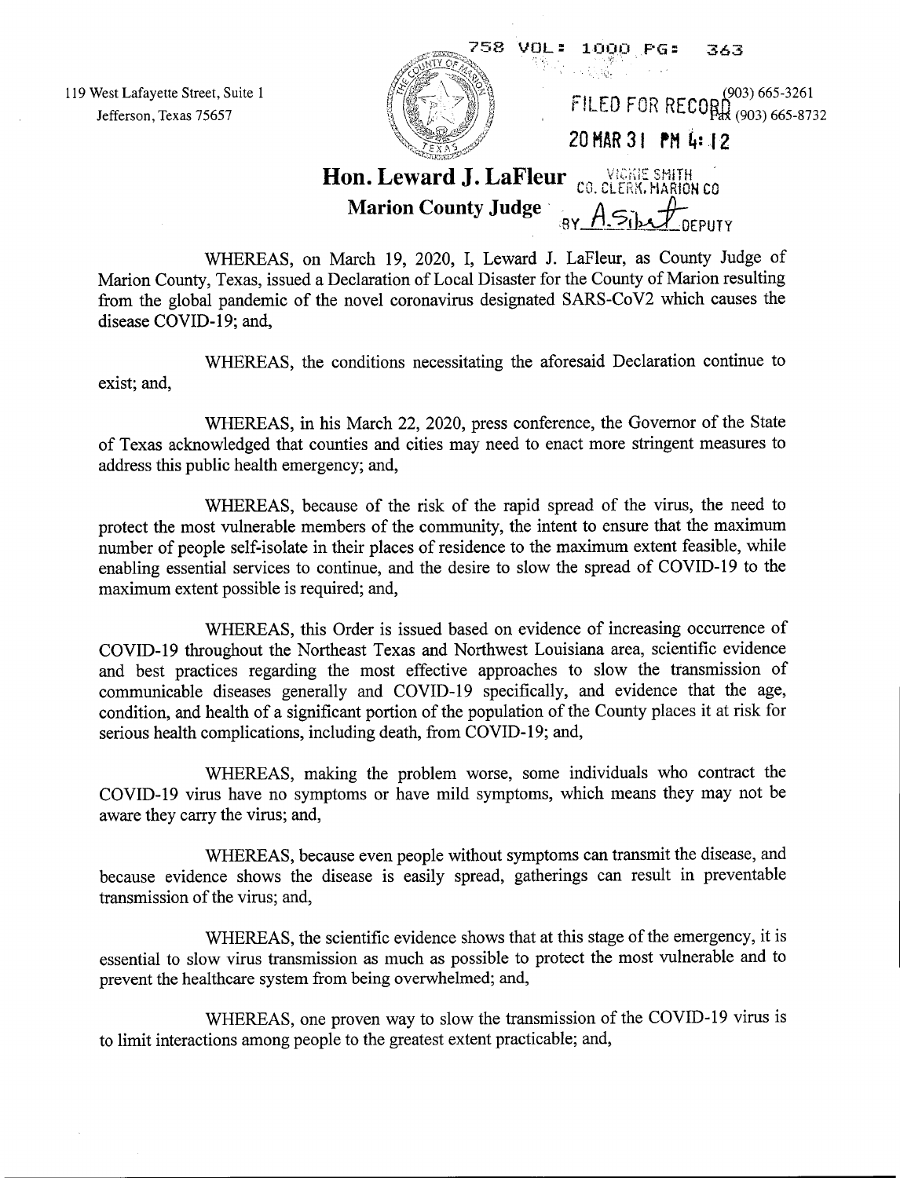758 VOL: 1000 PG: 363

119 West Lafayette Street, Suite 1
Jefferson, Texas 75657

(903) 665-3261
Fax (903) 665-8732

FILED FOR RECORD
20 MAR 31 PM 4:12

VICKIE SMITH
CO. CLERK, MARION CO
BY A. Sibley DEPUTY

**Hon. Leward J. LaFleur**
**Marion County Judge**

WHEREAS, on March 19, 2020, I, Leward J. LaFleur, as County Judge of Marion County, Texas, issued a Declaration of Local Disaster for the County of Marion resulting from the global pandemic of the novel coronavirus designated SARS-CoV2 which causes the disease COVID-19; and,

WHEREAS, the conditions necessitating the aforesaid Declaration continue to exist; and,

WHEREAS, in his March 22, 2020, press conference, the Governor of the State of Texas acknowledged that counties and cities may need to enact more stringent measures to address this public health emergency; and,

WHEREAS, because of the risk of the rapid spread of the virus, the need to protect the most vulnerable members of the community, the intent to ensure that the maximum number of people self-isolate in their places of residence to the maximum extent feasible, while enabling essential services to continue, and the desire to slow the spread of COVID-19 to the maximum extent possible is required; and,

WHEREAS, this Order is issued based on evidence of increasing occurrence of COVID-19 throughout the Northeast Texas and Northwest Louisiana area, scientific evidence and best practices regarding the most effective approaches to slow the transmission of communicable diseases generally and COVID-19 specifically, and evidence that the age, condition, and health of a significant portion of the population of the County places it at risk for serious health complications, including death, from COVID-19; and,

WHEREAS, making the problem worse, some individuals who contract the COVID-19 virus have no symptoms or have mild symptoms, which means they may not be aware they carry the virus; and,

WHEREAS, because even people without symptoms can transmit the disease, and because evidence shows the disease is easily spread, gatherings can result in preventable transmission of the virus; and,

WHEREAS, the scientific evidence shows that at this stage of the emergency, it is essential to slow virus transmission as much as possible to protect the most vulnerable and to prevent the healthcare system from being overwhelmed; and,

WHEREAS, one proven way to slow the transmission of the COVID-19 virus is to limit interactions among people to the greatest extent practicable; and,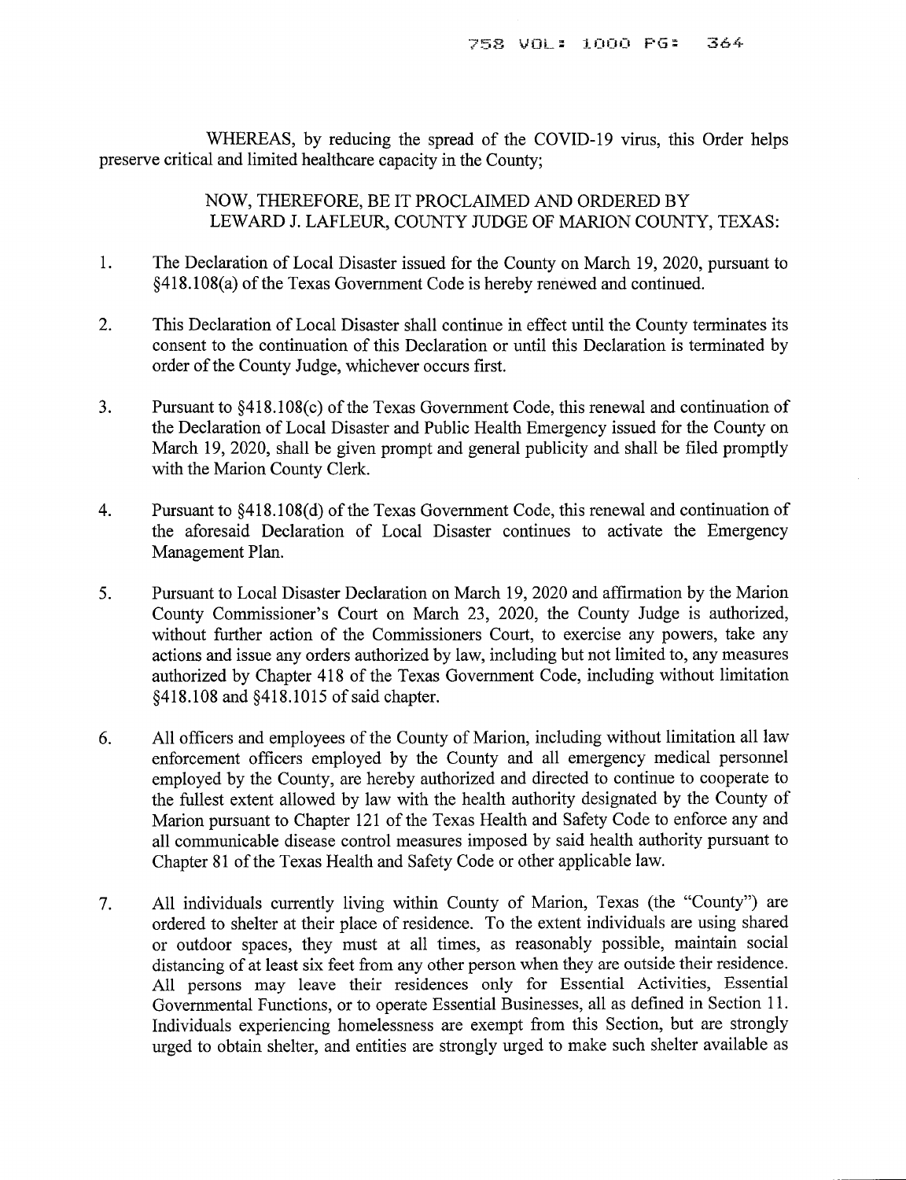WHEREAS, by reducing the spread of the COVID-19 virus, this Order helps preserve critical and limited healthcare capacity in the County;

NOW, THEREFORE, BE IT PROCLAIMED AND ORDERED BY LEWARD J. LAFLEUR, COUNTY JUDGE OF MARION COUNTY, TEXAS:

1. The Declaration of Local Disaster issued for the County on March 19, 2020, pursuant to §418.108(a) of the Texas Government Code is hereby renewed and continued.

2. This Declaration of Local Disaster shall continue in effect until the County terminates its consent to the continuation of this Declaration or until this Declaration is terminated by order of the County Judge, whichever occurs first.

3. Pursuant to §418.108(c) of the Texas Government Code, this renewal and continuation of the Declaration of Local Disaster and Public Health Emergency issued for the County on March 19, 2020, shall be given prompt and general publicity and shall be filed promptly with the Marion County Clerk.

4. Pursuant to §418.108(d) of the Texas Government Code, this renewal and continuation of the aforesaid Declaration of Local Disaster continues to activate the Emergency Management Plan.

5. Pursuant to Local Disaster Declaration on March 19, 2020 and affirmation by the Marion County Commissioner's Court on March 23, 2020, the County Judge is authorized, without further action of the Commissioners Court, to exercise any powers, take any actions and issue any orders authorized by law, including but not limited to, any measures authorized by Chapter 418 of the Texas Government Code, including without limitation §418.108 and §418.1015 of said chapter.

6. All officers and employees of the County of Marion, including without limitation all law enforcement officers employed by the County and all emergency medical personnel employed by the County, are hereby authorized and directed to continue to cooperate to the fullest extent allowed by law with the health authority designated by the County of Marion pursuant to Chapter 121 of the Texas Health and Safety Code to enforce any and all communicable disease control measures imposed by said health authority pursuant to Chapter 81 of the Texas Health and Safety Code or other applicable law.

7. All individuals currently living within County of Marion, Texas (the "County") are ordered to shelter at their place of residence. To the extent individuals are using shared or outdoor spaces, they must at all times, as reasonably possible, maintain social distancing of at least six feet from any other person when they are outside their residence. All persons may leave their residences only for Essential Activities, Essential Governmental Functions, or to operate Essential Businesses, all as defined in Section 11. Individuals experiencing homelessness are exempt from this Section, but are strongly urged to obtain shelter, and entities are strongly urged to make such shelter available as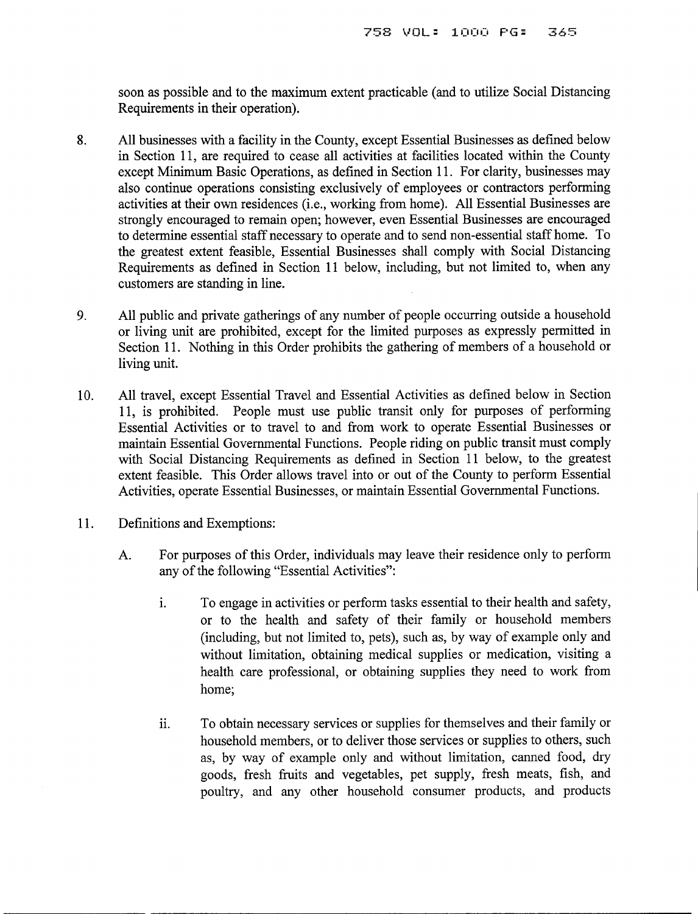soon as possible and to the maximum extent practicable (and to utilize Social Distancing Requirements in their operation).

8. All businesses with a facility in the County, except Essential Businesses as defined below in Section 11, are required to cease all activities at facilities located within the County except Minimum Basic Operations, as defined in Section 11. For clarity, businesses may also continue operations consisting exclusively of employees or contractors performing activities at their own residences (i.e., working from home). All Essential Businesses are strongly encouraged to remain open; however, even Essential Businesses are encouraged to determine essential staff necessary to operate and to send non-essential staff home. To the greatest extent feasible, Essential Businesses shall comply with Social Distancing Requirements as defined in Section 11 below, including, but not limited to, when any customers are standing in line.

9. All public and private gatherings of any number of people occurring outside a household or living unit are prohibited, except for the limited purposes as expressly permitted in Section 11. Nothing in this Order prohibits the gathering of members of a household or living unit.

10. All travel, except Essential Travel and Essential Activities as defined below in Section 11, is prohibited. People must use public transit only for purposes of performing Essential Activities or to travel to and from work to operate Essential Businesses or maintain Essential Governmental Functions. People riding on public transit must comply with Social Distancing Requirements as defined in Section 11 below, to the greatest extent feasible. This Order allows travel into or out of the County to perform Essential Activities, operate Essential Businesses, or maintain Essential Governmental Functions.

11. Definitions and Exemptions:

    A. For purposes of this Order, individuals may leave their residence only to perform any of the following "Essential Activities":

        i. To engage in activities or perform tasks essential to their health and safety, or to the health and safety of their family or household members (including, but not limited to, pets), such as, by way of example only and without limitation, obtaining medical supplies or medication, visiting a health care professional, or obtaining supplies they need to work from home;

        ii. To obtain necessary services or supplies for themselves and their family or household members, or to deliver those services or supplies to others, such as, by way of example only and without limitation, canned food, dry goods, fresh fruits and vegetables, pet supply, fresh meats, fish, and poultry, and any other household consumer products, and products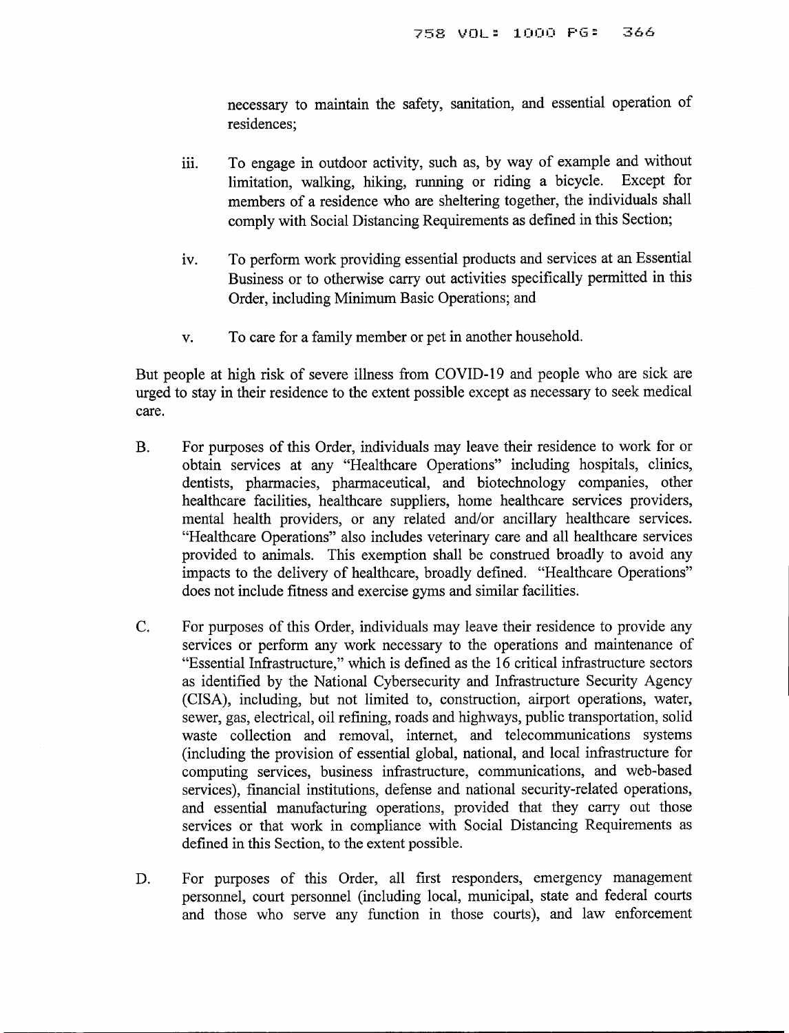necessary to maintain the safety, sanitation, and essential operation of residences;

iii. To engage in outdoor activity, such as, by way of example and without limitation, walking, hiking, running or riding a bicycle. Except for members of a residence who are sheltering together, the individuals shall comply with Social Distancing Requirements as defined in this Section;

iv. To perform work providing essential products and services at an Essential Business or to otherwise carry out activities specifically permitted in this Order, including Minimum Basic Operations; and

v. To care for a family member or pet in another household.

But people at high risk of severe illness from COVID-19 and people who are sick are urged to stay in their residence to the extent possible except as necessary to seek medical care.

B. For purposes of this Order, individuals may leave their residence to work for or obtain services at any "Healthcare Operations" including hospitals, clinics, dentists, pharmacies, pharmaceutical, and biotechnology companies, other healthcare facilities, healthcare suppliers, home healthcare services providers, mental health providers, or any related and/or ancillary healthcare services. "Healthcare Operations" also includes veterinary care and all healthcare services provided to animals. This exemption shall be construed broadly to avoid any impacts to the delivery of healthcare, broadly defined. "Healthcare Operations" does not include fitness and exercise gyms and similar facilities.

C. For purposes of this Order, individuals may leave their residence to provide any services or perform any work necessary to the operations and maintenance of "Essential Infrastructure," which is defined as the 16 critical infrastructure sectors as identified by the National Cybersecurity and Infrastructure Security Agency (CISA), including, but not limited to, construction, airport operations, water, sewer, gas, electrical, oil refining, roads and highways, public transportation, solid waste collection and removal, internet, and telecommunications systems (including the provision of essential global, national, and local infrastructure for computing services, business infrastructure, communications, and web-based services), financial institutions, defense and national security-related operations, and essential manufacturing operations, provided that they carry out those services or that work in compliance with Social Distancing Requirements as defined in this Section, to the extent possible.

D. For purposes of this Order, all first responders, emergency management personnel, court personnel (including local, municipal, state and federal courts and those who serve any function in those courts), and law enforcement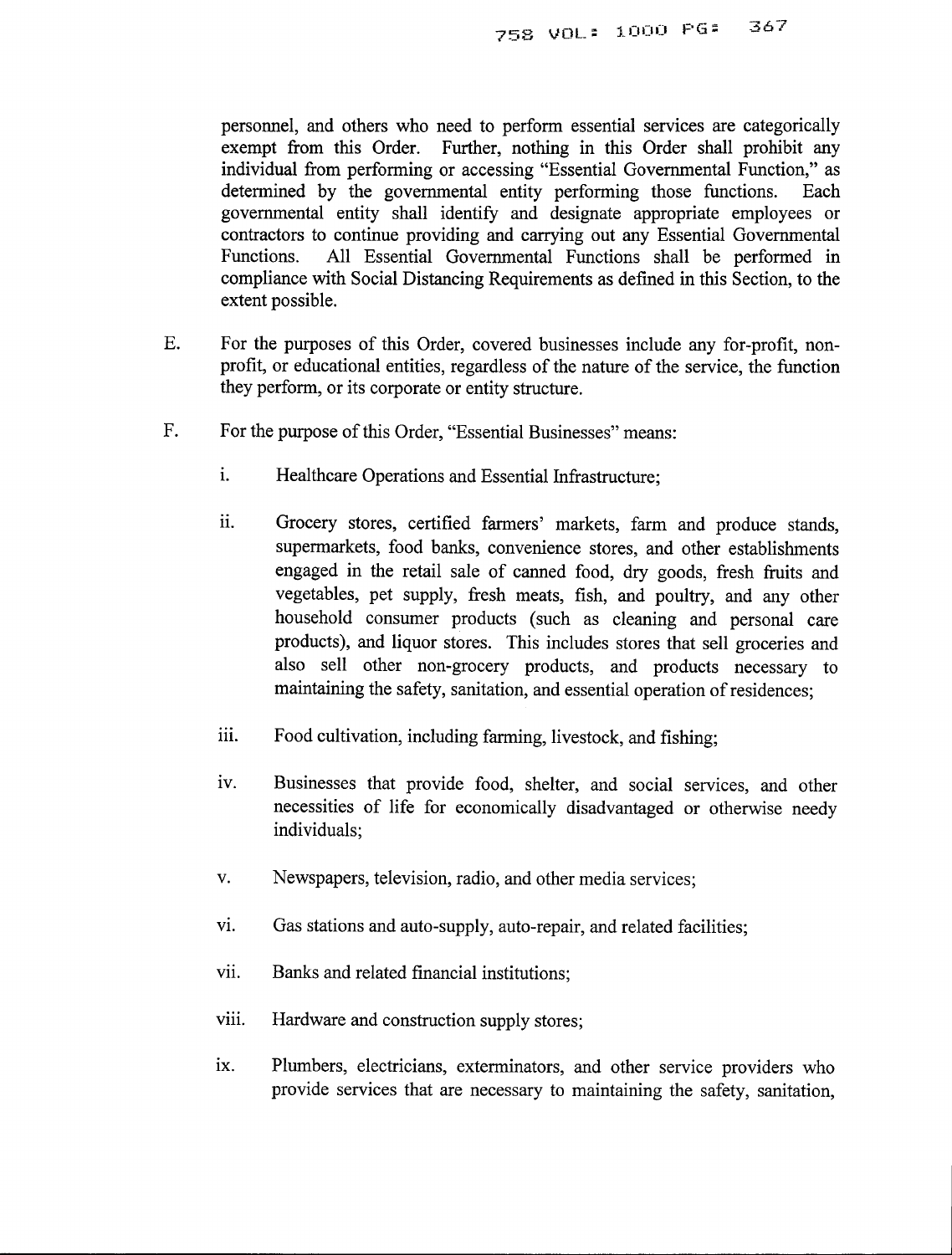personnel, and others who need to perform essential services are categorically exempt from this Order. Further, nothing in this Order shall prohibit any individual from performing or accessing "Essential Governmental Function," as determined by the governmental entity performing those functions. Each governmental entity shall identify and designate appropriate employees or contractors to continue providing and carrying out any Essential Governmental Functions. All Essential Governmental Functions shall be performed in compliance with Social Distancing Requirements as defined in this Section, to the extent possible.

E. For the purposes of this Order, covered businesses include any for-profit, non-profit, or educational entities, regardless of the nature of the service, the function they perform, or its corporate or entity structure.

F. For the purpose of this Order, "Essential Businesses" means:

   i. Healthcare Operations and Essential Infrastructure;

   ii. Grocery stores, certified farmers' markets, farm and produce stands, supermarkets, food banks, convenience stores, and other establishments engaged in the retail sale of canned food, dry goods, fresh fruits and vegetables, pet supply, fresh meats, fish, and poultry, and any other household consumer products (such as cleaning and personal care products), and liquor stores. This includes stores that sell groceries and also sell other non-grocery products, and products necessary to maintaining the safety, sanitation, and essential operation of residences;

   iii. Food cultivation, including farming, livestock, and fishing;

   iv. Businesses that provide food, shelter, and social services, and other necessities of life for economically disadvantaged or otherwise needy individuals;

   v. Newspapers, television, radio, and other media services;

   vi. Gas stations and auto-supply, auto-repair, and related facilities;

   vii. Banks and related financial institutions;

   viii. Hardware and construction supply stores;

   ix. Plumbers, electricians, exterminators, and other service providers who provide services that are necessary to maintaining the safety, sanitation,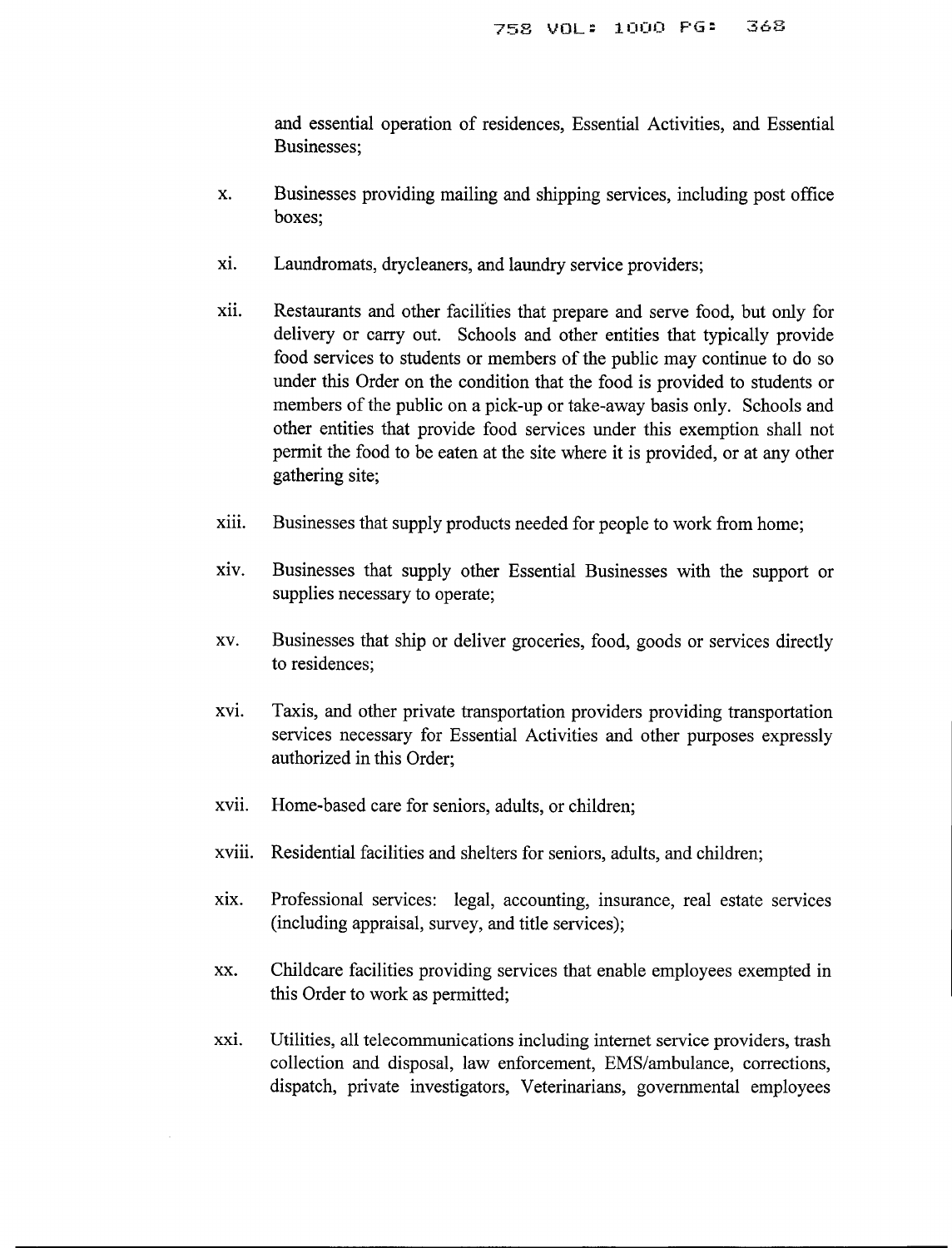and essential operation of residences, Essential Activities, and Essential Businesses;

x. Businesses providing mailing and shipping services, including post office boxes;

xi. Laundromats, drycleaners, and laundry service providers;

xii. Restaurants and other facilities that prepare and serve food, but only for delivery or carry out. Schools and other entities that typically provide food services to students or members of the public may continue to do so under this Order on the condition that the food is provided to students or members of the public on a pick-up or take-away basis only. Schools and other entities that provide food services under this exemption shall not permit the food to be eaten at the site where it is provided, or at any other gathering site;

xiii. Businesses that supply products needed for people to work from home;

xiv. Businesses that supply other Essential Businesses with the support or supplies necessary to operate;

xv. Businesses that ship or deliver groceries, food, goods or services directly to residences;

xvi. Taxis, and other private transportation providers providing transportation services necessary for Essential Activities and other purposes expressly authorized in this Order;

xvii. Home-based care for seniors, adults, or children;

xviii. Residential facilities and shelters for seniors, adults, and children;

xix. Professional services: legal, accounting, insurance, real estate services (including appraisal, survey, and title services);

xx. Childcare facilities providing services that enable employees exempted in this Order to work as permitted;

xxi. Utilities, all telecommunications including internet service providers, trash collection and disposal, law enforcement, EMS/ambulance, corrections, dispatch, private investigators, Veterinarians, governmental employees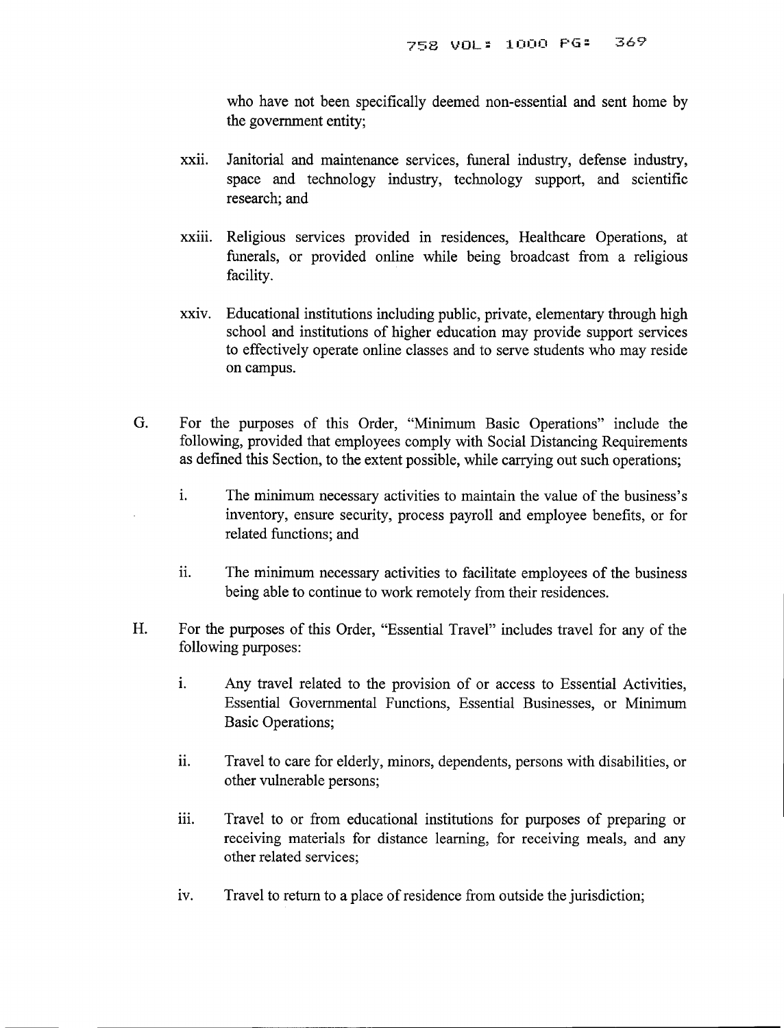who have not been specifically deemed non-essential and sent home by the government entity;

xxii. Janitorial and maintenance services, funeral industry, defense industry, space and technology industry, technology support, and scientific research; and

xxiii. Religious services provided in residences, Healthcare Operations, at funerals, or provided online while being broadcast from a religious facility.

xxiv. Educational institutions including public, private, elementary through high school and institutions of higher education may provide support services to effectively operate online classes and to serve students who may reside on campus.

G. For the purposes of this Order, "Minimum Basic Operations" include the following, provided that employees comply with Social Distancing Requirements as defined this Section, to the extent possible, while carrying out such operations;

  i. The minimum necessary activities to maintain the value of the business's inventory, ensure security, process payroll and employee benefits, or for related functions; and

  ii. The minimum necessary activities to facilitate employees of the business being able to continue to work remotely from their residences.

H. For the purposes of this Order, "Essential Travel" includes travel for any of the following purposes:

  i. Any travel related to the provision of or access to Essential Activities, Essential Governmental Functions, Essential Businesses, or Minimum Basic Operations;

  ii. Travel to care for elderly, minors, dependents, persons with disabilities, or other vulnerable persons;

  iii. Travel to or from educational institutions for purposes of preparing or receiving materials for distance learning, for receiving meals, and any other related services;

  iv. Travel to return to a place of residence from outside the jurisdiction;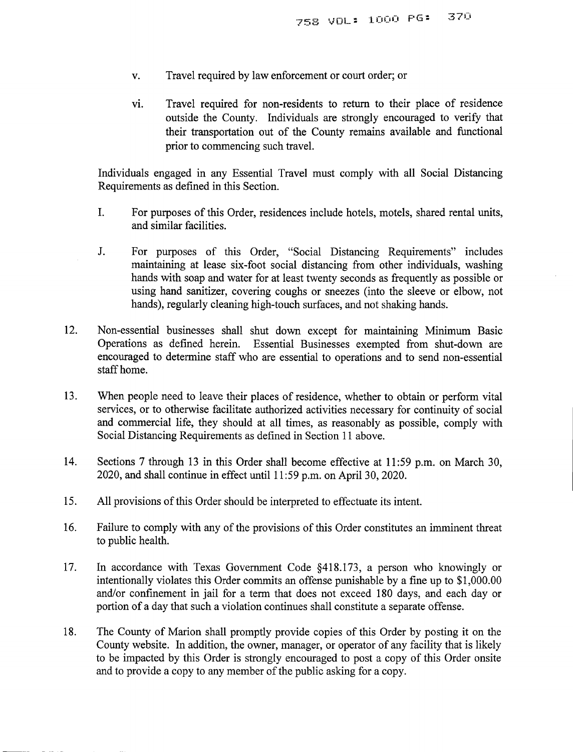v. Travel required by law enforcement or court order; or

vi. Travel required for non-residents to return to their place of residence outside the County. Individuals are strongly encouraged to verify that their transportation out of the County remains available and functional prior to commencing such travel.

Individuals engaged in any Essential Travel must comply with all Social Distancing Requirements as defined in this Section.

I. For purposes of this Order, residences include hotels, motels, shared rental units, and similar facilities.

J. For purposes of this Order, "Social Distancing Requirements" includes maintaining at lease six-foot social distancing from other individuals, washing hands with soap and water for at least twenty seconds as frequently as possible or using hand sanitizer, covering coughs or sneezes (into the sleeve or elbow, not hands), regularly cleaning high-touch surfaces, and not shaking hands.

12. Non-essential businesses shall shut down except for maintaining Minimum Basic Operations as defined herein. Essential Businesses exempted from shut-down are encouraged to determine staff who are essential to operations and to send non-essential staff home.

13. When people need to leave their places of residence, whether to obtain or perform vital services, or to otherwise facilitate authorized activities necessary for continuity of social and commercial life, they should at all times, as reasonably as possible, comply with Social Distancing Requirements as defined in Section 11 above.

14. Sections 7 through 13 in this Order shall become effective at 11:59 p.m. on March 30, 2020, and shall continue in effect until 11:59 p.m. on April 30, 2020.

15. All provisions of this Order should be interpreted to effectuate its intent.

16. Failure to comply with any of the provisions of this Order constitutes an imminent threat to public health.

17. In accordance with Texas Government Code §418.173, a person who knowingly or intentionally violates this Order commits an offense punishable by a fine up to $1,000.00 and/or confinement in jail for a term that does not exceed 180 days, and each day or portion of a day that such a violation continues shall constitute a separate offense.

18. The County of Marion shall promptly provide copies of this Order by posting it on the County website. In addition, the owner, manager, or operator of any facility that is likely to be impacted by this Order is strongly encouraged to post a copy of this Order onsite and to provide a copy to any member of the public asking for a copy.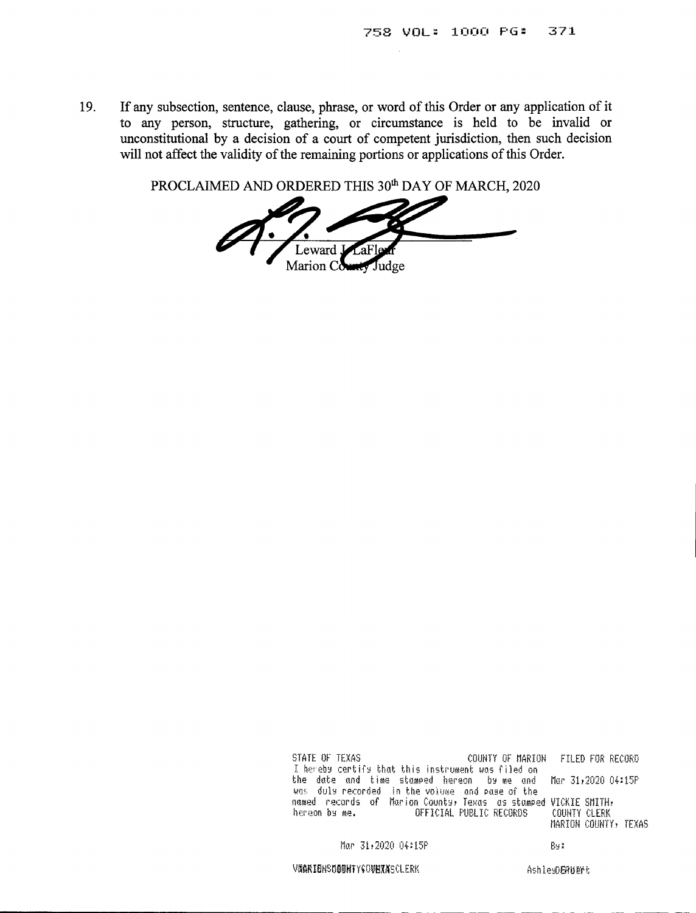19. If any subsection, sentence, clause, phrase, or word of this Order or any application of it to any person, structure, gathering, or circumstance is held to be invalid or unconstitutional by a decision of a court of competent jurisdiction, then such decision will not affect the validity of the remaining portions or applications of this Order.

PROCLAIMED AND ORDERED THIS 30th DAY OF MARCH, 2020

Leward J. LaFleur
Marion County Judge

STATE OF TEXAS COUNTY OF MARION FILED FOR RECORD
I hereby certify that this instrument was filed on the date and time stamped hereon by me and was duly recorded in the volume and page of the named records of Marion County, Texas as stamped hereon by me. OFFICIAL PUBLIC RECORDS

Mar 31, 2020 04:15P
VICKIE SMITH, COUNTY CLERK
MARION COUNTY, TEXAS

Mar 31, 2020 04:15P

By:

VICKIE SMITH, COUNTY CLERK

Ashley Gerbert